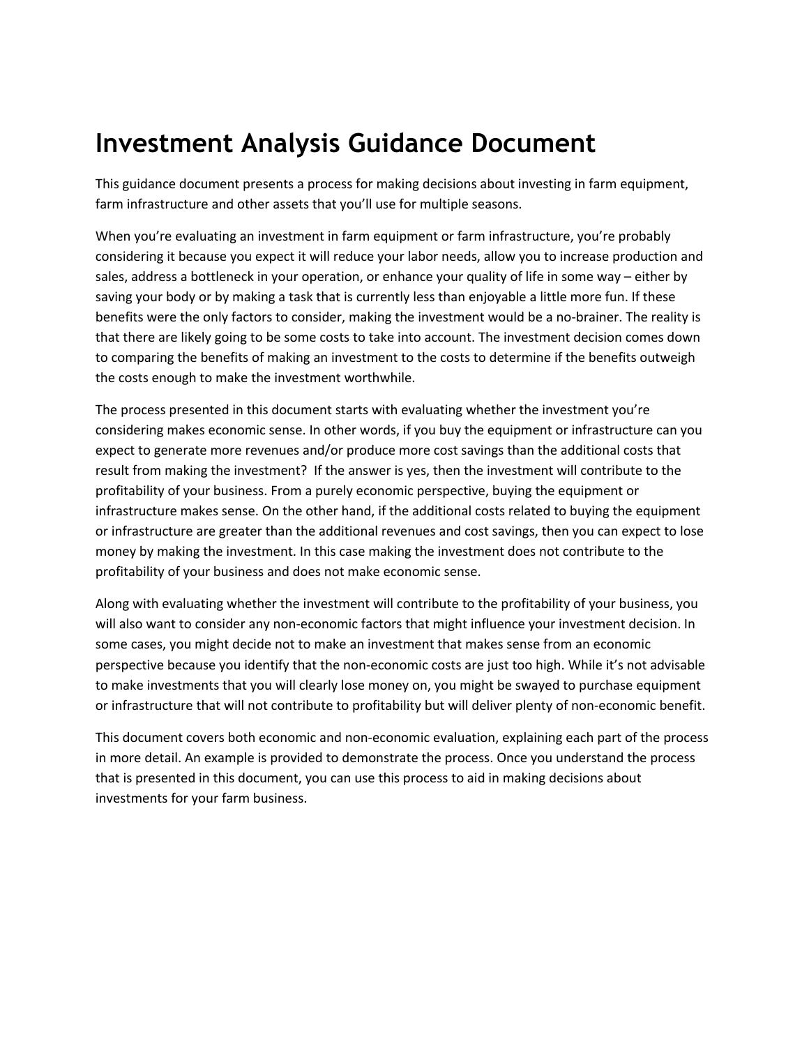# Investment Analysis Guidance Document

This guidance document presents a process for making decisions about investing in farm equipment, farm infrastructure and other assets that you'll use for multiple seasons.

When you're evaluating an investment in farm equipment or farm infrastructure, you're probably considering it because you expect it will reduce your labor needs, allow you to increase production and sales, address a bottleneck in your operation, or enhance your quality of life in some way – either by saving your body or by making a task that is currently less than enjoyable a little more fun. If these benefits were the only factors to consider, making the investment would be a no-brainer. The reality is that there are likely going to be some costs to take into account. The investment decision comes down to comparing the benefits of making an investment to the costs to determine if the benefits outweigh the costs enough to make the investment worthwhile.

The process presented in this document starts with evaluating whether the investment you're considering makes economic sense. In other words, if you buy the equipment or infrastructure can you expect to generate more revenues and/or produce more cost savings than the additional costs that result from making the investment? If the answer is yes, then the investment will contribute to the profitability of your business. From a purely economic perspective, buying the equipment or infrastructure makes sense. On the other hand, if the additional costs related to buying the equipment or infrastructure are greater than the additional revenues and cost savings, then you can expect to lose money by making the investment. In this case making the investment does not contribute to the profitability of your business and does not make economic sense.

Along with evaluating whether the investment will contribute to the profitability of your business, you will also want to consider any non-economic factors that might influence your investment decision. In some cases, you might decide not to make an investment that makes sense from an economic perspective because you identify that the non-economic costs are just too high. While it's not advisable to make investments that you will clearly lose money on, you might be swayed to purchase equipment or infrastructure that will not contribute to profitability but will deliver plenty of non-economic benefit.

This document covers both economic and non-economic evaluation, explaining each part of the process in more detail. An example is provided to demonstrate the process. Once you understand the process that is presented in this document, you can use this process to aid in making decisions about investments for your farm business.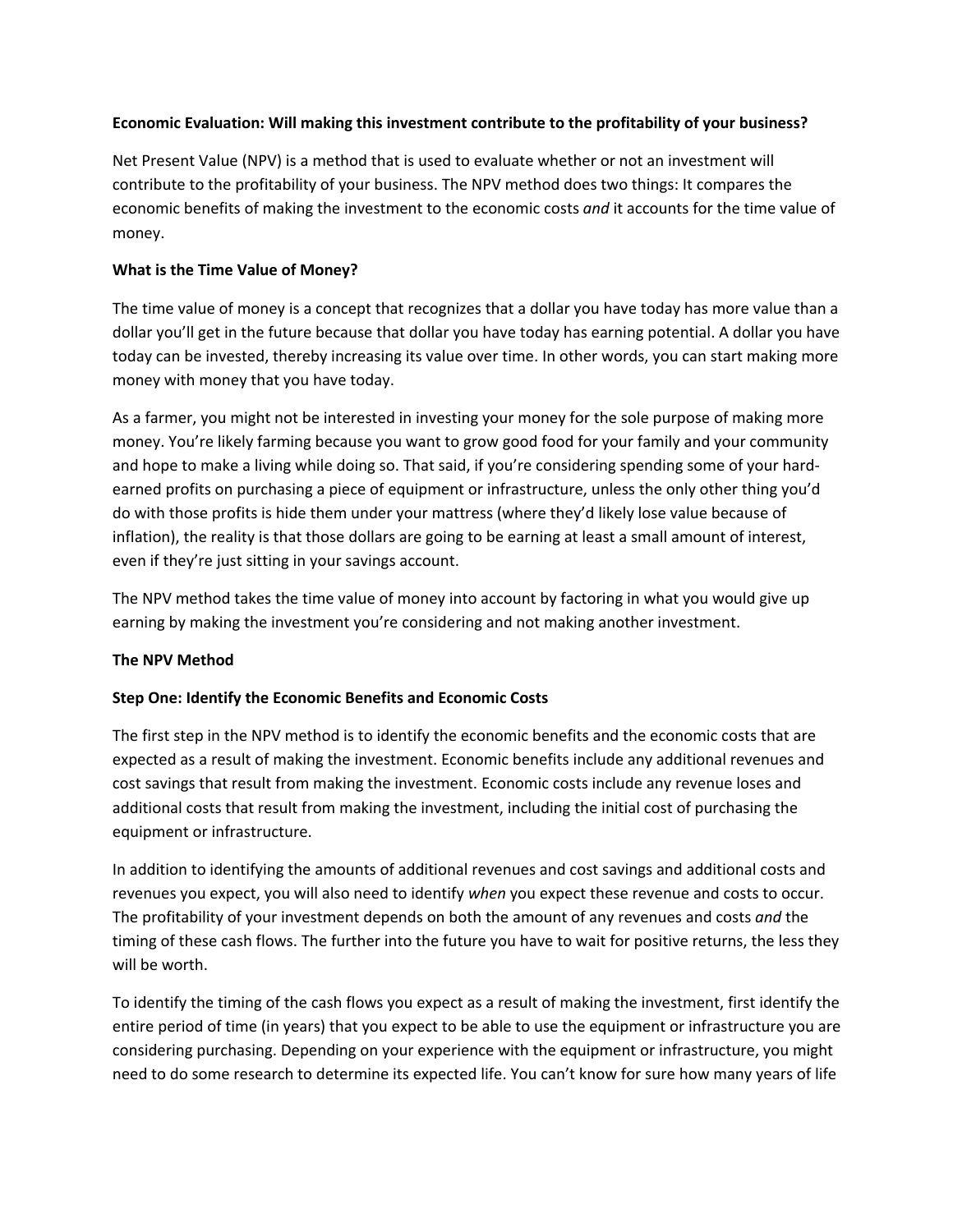**Economic Evaluation: Will making this investment contribute to the profitability of your business?**

Net Present Value (NPV) is a method that is used to evaluate whether or not an investment will contribute to the profitability of your business. The NPV method does two things: It compares the economic benefits of making the investment to the economic costs *and* it accounts for the time value of money.

**What is the Time Value of Money?**

The time value of money is a concept that recognizes that a dollar you have today has more value than a dollar you'll get in the future because that dollar you have today has earning potential. A dollar you have today can be invested, thereby increasing its value over time. In other words, you can start making more money with money that you have today.

As a farmer, you might not be interested in investing your money for the sole purpose of making more money. You're likely farming because you want to grow good food for your family and your community and hope to make a living while doing so. That said, if you're considering spending some of your hard-earned profits on purchasing a piece of equipment or infrastructure, unless the only other thing you'd do with those profits is hide them under your mattress (where they'd likely lose value because of inflation), the reality is that those dollars are going to be earning at least a small amount of interest, even if they're just sitting in your savings account.

The NPV method takes the time value of money into account by factoring in what you would give up earning by making the investment you're considering and not making another investment.

**The NPV Method**

**Step One: Identify the Economic Benefits and Economic Costs**

The first step in the NPV method is to identify the economic benefits and the economic costs that are expected as a result of making the investment. Economic benefits include any additional revenues and cost savings that result from making the investment. Economic costs include any revenue loses and additional costs that result from making the investment, including the initial cost of purchasing the equipment or infrastructure.

In addition to identifying the amounts of additional revenues and cost savings and additional costs and revenues you expect, you will also need to identify *when* you expect these revenue and costs to occur. The profitability of your investment depends on both the amount of any revenues and costs *and* the timing of these cash flows. The further into the future you have to wait for positive returns, the less they will be worth.

To identify the timing of the cash flows you expect as a result of making the investment, first identify the entire period of time (in years) that you expect to be able to use the equipment or infrastructure you are considering purchasing. Depending on your experience with the equipment or infrastructure, you might need to do some research to determine its expected life. You can't know for sure how many years of life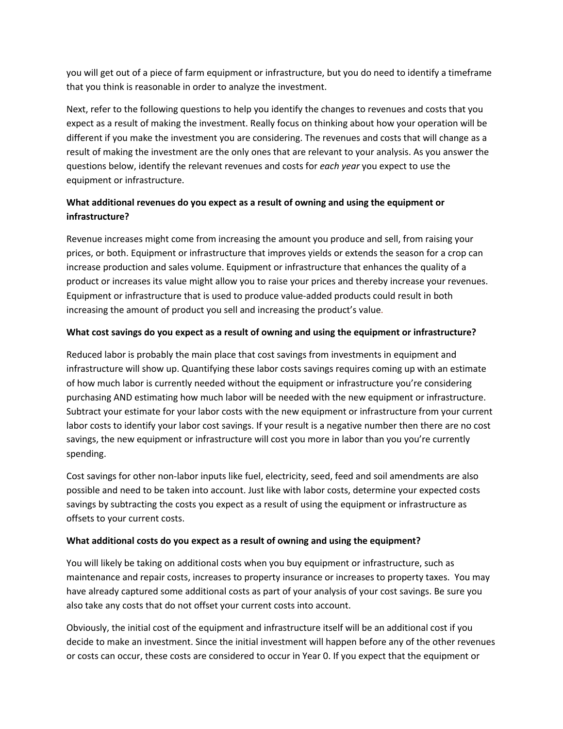you will get out of a piece of farm equipment or infrastructure, but you do need to identify a timeframe that you think is reasonable in order to analyze the investment.

Next, refer to the following questions to help you identify the changes to revenues and costs that you expect as a result of making the investment. Really focus on thinking about how your operation will be different if you make the investment you are considering. The revenues and costs that will change as a result of making the investment are the only ones that are relevant to your analysis. As you answer the questions below, identify the relevant revenues and costs for *each year* you expect to use the equipment or infrastructure.

**What additional revenues do you expect as a result of owning and using the equipment or infrastructure?**

Revenue increases might come from increasing the amount you produce and sell, from raising your prices, or both. Equipment or infrastructure that improves yields or extends the season for a crop can increase production and sales volume. Equipment or infrastructure that enhances the quality of a product or increases its value might allow you to raise your prices and thereby increase your revenues. Equipment or infrastructure that is used to produce value-added products could result in both increasing the amount of product you sell and increasing the product's value.

**What cost savings do you expect as a result of owning and using the equipment or infrastructure?**

Reduced labor is probably the main place that cost savings from investments in equipment and infrastructure will show up. Quantifying these labor costs savings requires coming up with an estimate of how much labor is currently needed without the equipment or infrastructure you're considering purchasing AND estimating how much labor will be needed with the new equipment or infrastructure. Subtract your estimate for your labor costs with the new equipment or infrastructure from your current labor costs to identify your labor cost savings. If your result is a negative number then there are no cost savings, the new equipment or infrastructure will cost you more in labor than you you're currently spending.

Cost savings for other non-labor inputs like fuel, electricity, seed, feed and soil amendments are also possible and need to be taken into account. Just like with labor costs, determine your expected costs savings by subtracting the costs you expect as a result of using the equipment or infrastructure as offsets to your current costs.

**What additional costs do you expect as a result of owning and using the equipment?**

You will likely be taking on additional costs when you buy equipment or infrastructure, such as maintenance and repair costs, increases to property insurance or increases to property taxes. You may have already captured some additional costs as part of your analysis of your cost savings. Be sure you also take any costs that do not offset your current costs into account.

Obviously, the initial cost of the equipment and infrastructure itself will be an additional cost if you decide to make an investment. Since the initial investment will happen before any of the other revenues or costs can occur, these costs are considered to occur in Year 0. If you expect that the equipment or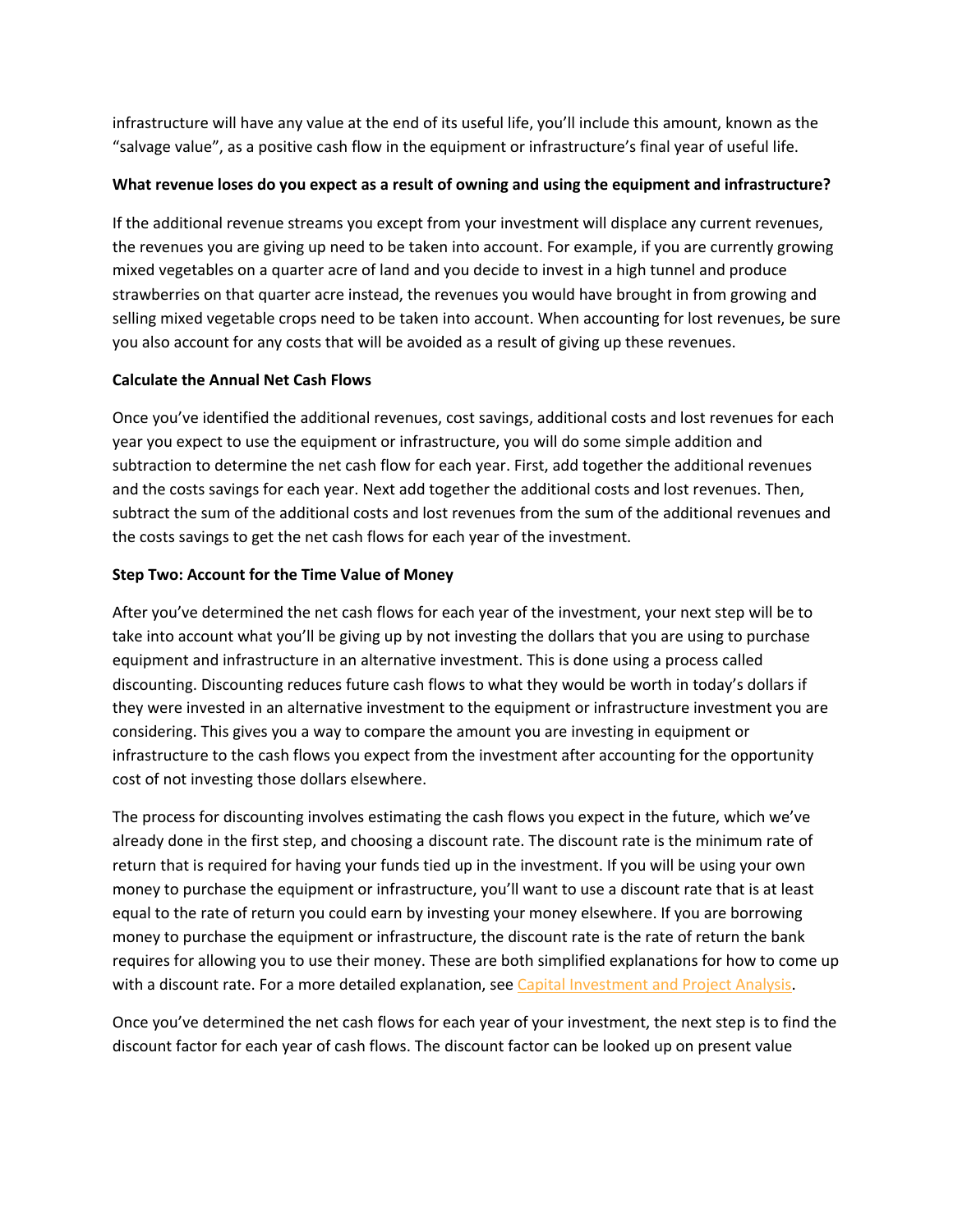infrastructure will have any value at the end of its useful life, you'll include this amount, known as the "salvage value", as a positive cash flow in the equipment or infrastructure's final year of useful life.

**What revenue loses do you expect as a result of owning and using the equipment and infrastructure?**

If the additional revenue streams you except from your investment will displace any current revenues, the revenues you are giving up need to be taken into account. For example, if you are currently growing mixed vegetables on a quarter acre of land and you decide to invest in a high tunnel and produce strawberries on that quarter acre instead, the revenues you would have brought in from growing and selling mixed vegetable crops need to be taken into account. When accounting for lost revenues, be sure you also account for any costs that will be avoided as a result of giving up these revenues.

**Calculate the Annual Net Cash Flows**

Once you've identified the additional revenues, cost savings, additional costs and lost revenues for each year you expect to use the equipment or infrastructure, you will do some simple addition and subtraction to determine the net cash flow for each year. First, add together the additional revenues and the costs savings for each year. Next add together the additional costs and lost revenues. Then, subtract the sum of the additional costs and lost revenues from the sum of the additional revenues and the costs savings to get the net cash flows for each year of the investment.

**Step Two: Account for the Time Value of Money**

After you've determined the net cash flows for each year of the investment, your next step will be to take into account what you'll be giving up by not investing the dollars that you are using to purchase equipment and infrastructure in an alternative investment. This is done using a process called discounting. Discounting reduces future cash flows to what they would be worth in today's dollars if they were invested in an alternative investment to the equipment or infrastructure investment you are considering. This gives you a way to compare the amount you are investing in equipment or infrastructure to the cash flows you expect from the investment after accounting for the opportunity cost of not investing those dollars elsewhere.

The process for discounting involves estimating the cash flows you expect in the future, which we've already done in the first step, and choosing a discount rate. The discount rate is the minimum rate of return that is required for having your funds tied up in the investment. If you will be using your own money to purchase the equipment or infrastructure, you'll want to use a discount rate that is at least equal to the rate of return you could earn by investing your money elsewhere. If you are borrowing money to purchase the equipment or infrastructure, the discount rate is the rate of return the bank requires for allowing you to use their money. These are both simplified explanations for how to come up with a discount rate. For a more detailed explanation, see Capital Investment and Project Analysis.

Once you've determined the net cash flows for each year of your investment, the next step is to find the discount factor for each year of cash flows. The discount factor can be looked up on present value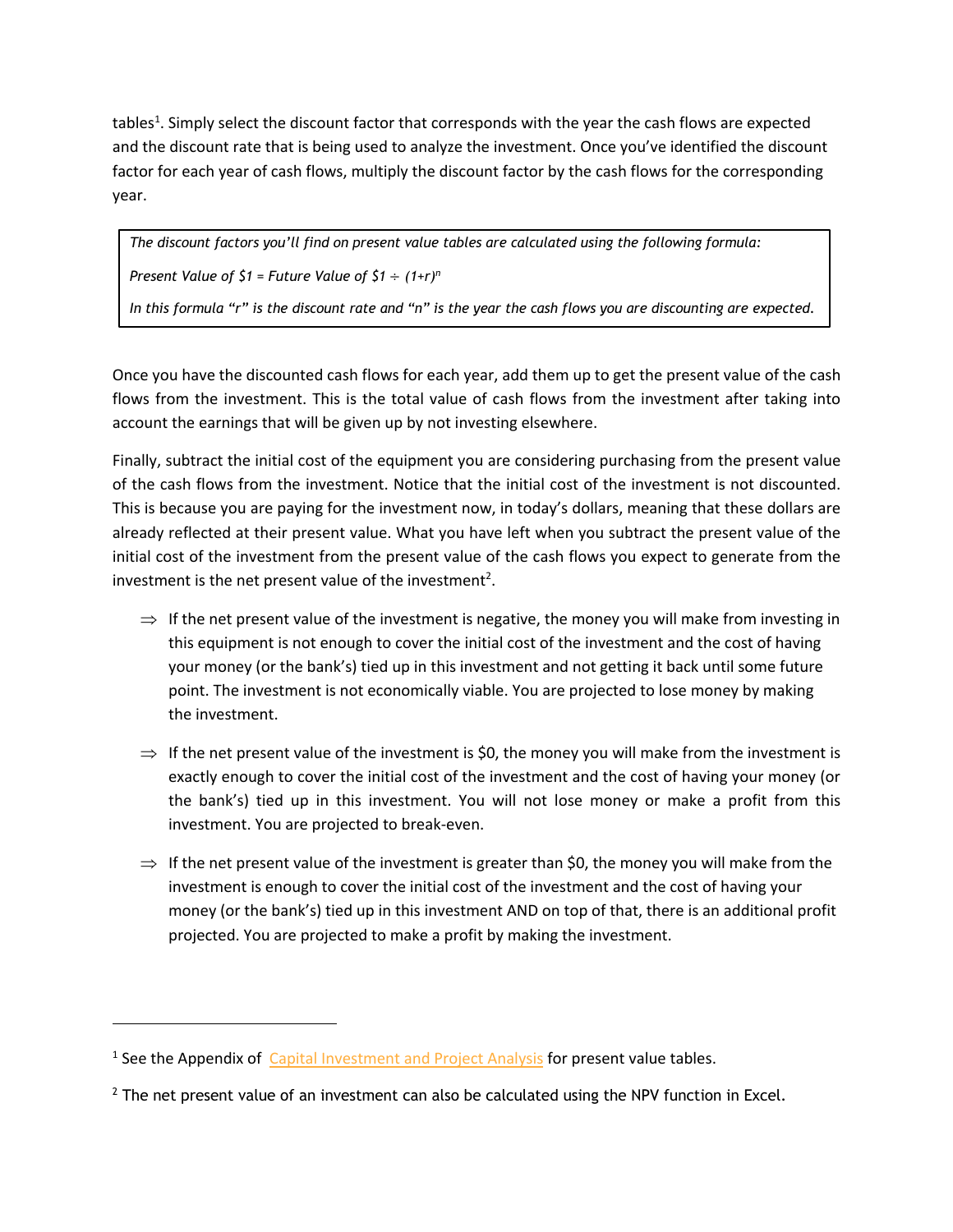tables[1]. Simply select the discount factor that corresponds with the year the cash flows are expected and the discount rate that is being used to analyze the investment. Once you've identified the discount factor for each year of cash flows, multiply the discount factor by the cash flows for the corresponding year.

> *The discount factors you'll find on present value tables are calculated using the following formula:*
>
> *Present Value of \$1 = Future Value of \$1* $\div (1+r)^n$
>
> *In this formula "r" is the discount rate and "n" is the year the cash flows you are discounting are expected.*

Once you have the discounted cash flows for each year, add them up to get the present value of the cash flows from the investment. This is the total value of cash flows from the investment after taking into account the earnings that will be given up by not investing elsewhere.

Finally, subtract the initial cost of the equipment you are considering purchasing from the present value of the cash flows from the investment. Notice that the initial cost of the investment is not discounted. This is because you are paying for the investment now, in today's dollars, meaning that these dollars are already reflected at their present value. What you have left when you subtract the present value of the initial cost of the investment from the present value of the cash flows you expect to generate from the investment is the net present value of the investment[2].

- ⇒ If the net present value of the investment is negative, the money you will make from investing in this equipment is not enough to cover the initial cost of the investment and the cost of having your money (or the bank's) tied up in this investment and not getting it back until some future point. The investment is not economically viable. You are projected to lose money by making the investment.
- ⇒ If the net present value of the investment is \$0, the money you will make from the investment is exactly enough to cover the initial cost of the investment and the cost of having your money (or the bank's) tied up in this investment. You will not lose money or make a profit from this investment. You are projected to break-even.
- ⇒ If the net present value of the investment is greater than \$0, the money you will make from the investment is enough to cover the initial cost of the investment and the cost of having your money (or the bank's) tied up in this investment AND on top of that, there is an additional profit projected. You are projected to make a profit by making the investment.

---

[1] See the Appendix of Capital Investment and Project Analysis for present value tables.

[2] The net present value of an investment can also be calculated using the NPV function in Excel.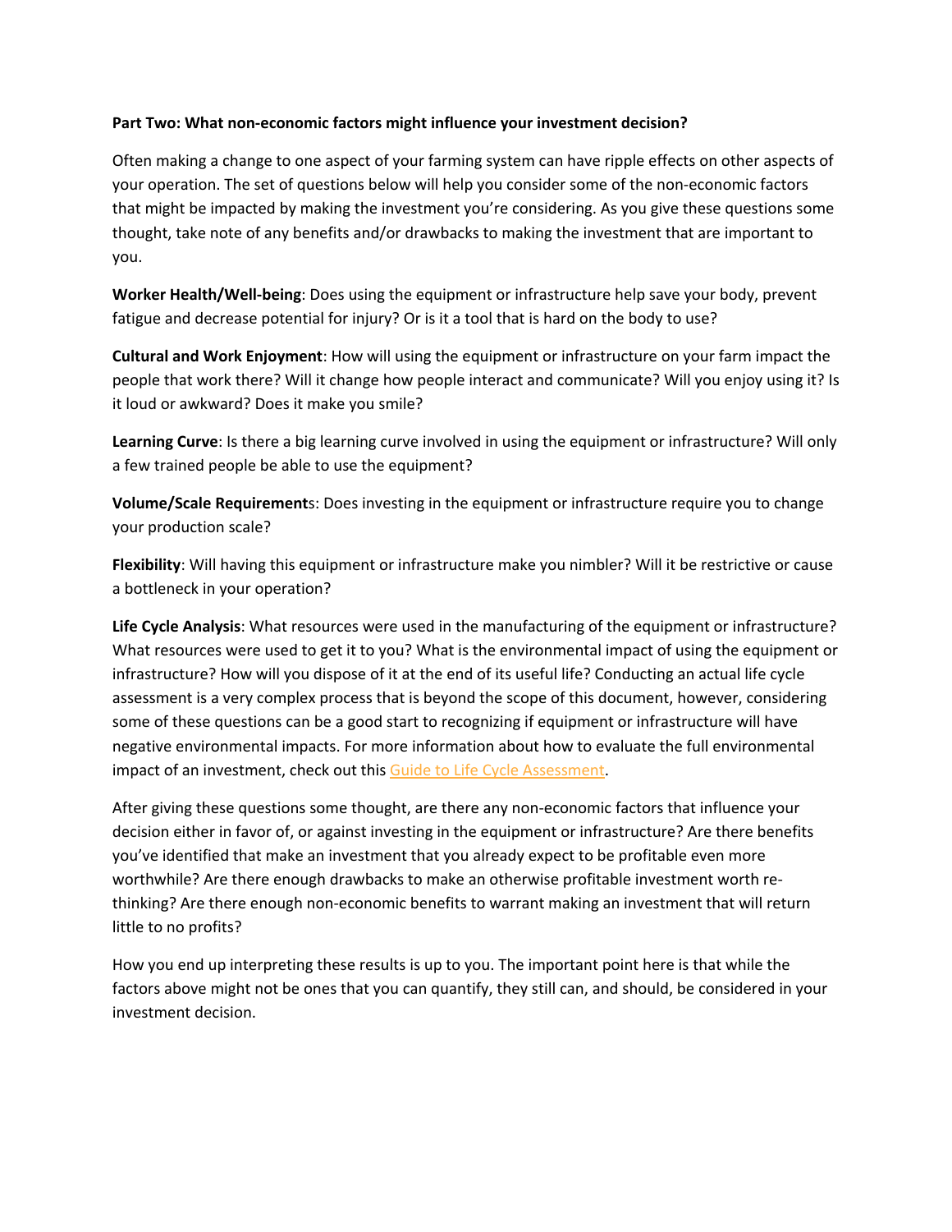**Part Two: What non-economic factors might influence your investment decision?**

Often making a change to one aspect of your farming system can have ripple effects on other aspects of your operation. The set of questions below will help you consider some of the non-economic factors that might be impacted by making the investment you're considering. As you give these questions some thought, take note of any benefits and/or drawbacks to making the investment that are important to you.

**Worker Health/Well-being**: Does using the equipment or infrastructure help save your body, prevent fatigue and decrease potential for injury? Or is it a tool that is hard on the body to use?

**Cultural and Work Enjoyment**: How will using the equipment or infrastructure on your farm impact the people that work there? Will it change how people interact and communicate? Will you enjoy using it? Is it loud or awkward? Does it make you smile?

**Learning Curve**: Is there a big learning curve involved in using the equipment or infrastructure? Will only a few trained people be able to use the equipment?

**Volume/Scale Requirement**s: Does investing in the equipment or infrastructure require you to change your production scale?

**Flexibility**: Will having this equipment or infrastructure make you nimbler? Will it be restrictive or cause a bottleneck in your operation?

**Life Cycle Analysis**: What resources were used in the manufacturing of the equipment or infrastructure? What resources were used to get it to you? What is the environmental impact of using the equipment or infrastructure? How will you dispose of it at the end of its useful life? Conducting an actual life cycle assessment is a very complex process that is beyond the scope of this document, however, considering some of these questions can be a good start to recognizing if equipment or infrastructure will have negative environmental impacts. For more information about how to evaluate the full environmental impact of an investment, check out this Guide to Life Cycle Assessment.

After giving these questions some thought, are there any non-economic factors that influence your decision either in favor of, or against investing in the equipment or infrastructure? Are there benefits you've identified that make an investment that you already expect to be profitable even more worthwhile? Are there enough drawbacks to make an otherwise profitable investment worth re-thinking? Are there enough non-economic benefits to warrant making an investment that will return little to no profits?

How you end up interpreting these results is up to you. The important point here is that while the factors above might not be ones that you can quantify, they still can, and should, be considered in your investment decision.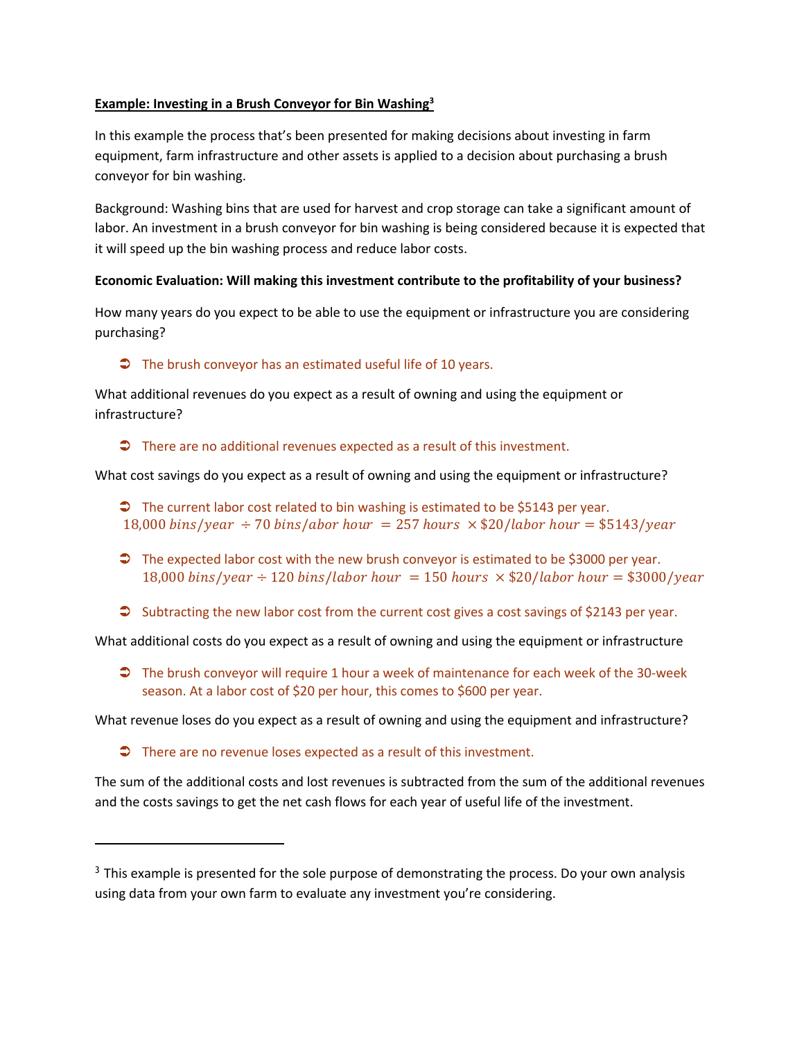**Example: Investing in a Brush Conveyor for Bin Washing**[3]

In this example the process that's been presented for making decisions about investing in farm equipment, farm infrastructure and other assets is applied to a decision about purchasing a brush conveyor for bin washing.

Background: Washing bins that are used for harvest and crop storage can take a significant amount of labor. An investment in a brush conveyor for bin washing is being considered because it is expected that it will speed up the bin washing process and reduce labor costs.

**Economic Evaluation: Will making this investment contribute to the profitability of your business?**

How many years do you expect to be able to use the equipment or infrastructure you are considering purchasing?

- The brush conveyor has an estimated useful life of 10 years.

What additional revenues do you expect as a result of owning and using the equipment or infrastructure?

- There are no additional revenues expected as a result of this investment.

What cost savings do you expect as a result of owning and using the equipment or infrastructure?

- The current labor cost related to bin washing is estimated to be $5143 per year.

$$18{,}000\ bins/year\ \div 70\ bins/abor\ hour\ = 257\ hours\ \times \$20/labor\ hour = \$5143/year$$

- The expected labor cost with the new brush conveyor is estimated to be $3000 per year.

$$18{,}000\ bins/year \div 120\ bins/labor\ hour\ = 150\ hours\ \times \$20/labor\ hour = \$3000/year$$

- Subtracting the new labor cost from the current cost gives a cost savings of $2143 per year.

What additional costs do you expect as a result of owning and using the equipment or infrastructure

- The brush conveyor will require 1 hour a week of maintenance for each week of the 30-week season. At a labor cost of $20 per hour, this comes to $600 per year.

What revenue loses do you expect as a result of owning and using the equipment and infrastructure?

- There are no revenue loses expected as a result of this investment.

The sum of the additional costs and lost revenues is subtracted from the sum of the additional revenues and the costs savings to get the net cash flows for each year of useful life of the investment.

---

[3] This example is presented for the sole purpose of demonstrating the process. Do your own analysis using data from your own farm to evaluate any investment you're considering.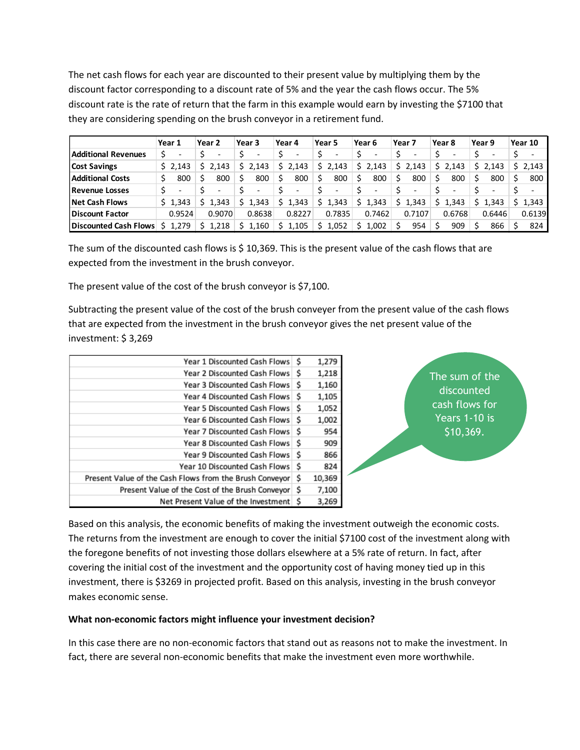The net cash flows for each year are discounted to their present value by multiplying them by the discount factor corresponding to a discount rate of 5% and the year the cash flows occur. The 5% discount rate is the rate of return that the farm in this example would earn by investing the $7100 that they are considering spending on the brush conveyor in a retirement fund.

| | Year 1 | Year 2 | Year 3 | Year 4 | Year 5 | Year 6 | Year 7 | Year 8 | Year 9 | Year 10 |
|---|---|---|---|---|---|---|---|---|---|---|
| **Additional Revenues** | $ - | $ - | $ - | $ - | $ - | $ - | $ - | $ - | $ - | $ - |
| **Cost Savings** | $ 2,143 | $ 2,143 | $ 2,143 | $ 2,143 | $ 2,143 | $ 2,143 | $ 2,143 | $ 2,143 | $ 2,143 | $ 2,143 |
| **Additional Costs** | $ 800 | $ 800 | $ 800 | $ 800 | $ 800 | $ 800 | $ 800 | $ 800 | $ 800 | $ 800 |
| **Revenue Losses** | $ - | $ - | $ - | $ - | $ - | $ - | $ - | $ - | $ - | $ - |
| **Net Cash Flows** | $ 1,343 | $ 1,343 | $ 1,343 | $ 1,343 | $ 1,343 | $ 1,343 | $ 1,343 | $ 1,343 | $ 1,343 | $ 1,343 |
| **Discount Factor** | 0.9524 | 0.9070 | 0.8638 | 0.8227 | 0.7835 | 0.7462 | 0.7107 | 0.6768 | 0.6446 | 0.6139 |
| **Discounted Cash Flows** | $ 1,279 | $ 1,218 | $ 1,160 | $ 1,105 | $ 1,052 | $ 1,002 | $ 954 | $ 909 | $ 866 | $ 824 |

The sum of the discounted cash flows is $ 10,369. This is the present value of the cash flows that are expected from the investment in the brush conveyor.

The present value of the cost of the brush conveyor is $7,100.

Subtracting the present value of the cost of the brush conveyer from the present value of the cash flows that are expected from the investment in the brush conveyor gives the net present value of the investment: $ 3,269

| | |
|---|---|
| Year 1 Discounted Cash Flows | $ 1,279 |
| Year 2 Discounted Cash Flows | $ 1,218 |
| Year 3 Discounted Cash Flows | $ 1,160 |
| Year 4 Discounted Cash Flows | $ 1,105 |
| Year 5 Discounted Cash Flows | $ 1,052 |
| Year 6 Discounted Cash Flows | $ 1,002 |
| Year 7 Discounted Cash Flows | $ 954 |
| Year 8 Discounted Cash Flows | $ 909 |
| Year 9 Discounted Cash Flows | $ 866 |
| Year 10 Discounted Cash Flows | $ 824 |
| Present Value of the Cash Flows from the Brush Conveyor | $ 10,369 |
| Present Value of the Cost of the Brush Conveyor | $ 7,100 |
| Net Present Value of the Investment | $ 3,269 |

The sum of the discounted cash flows for Years 1-10 is $10,369.

Based on this analysis, the economic benefits of making the investment outweigh the economic costs. The returns from the investment are enough to cover the initial $7100 cost of the investment along with the foregone benefits of not investing those dollars elsewhere at a 5% rate of return. In fact, after covering the initial cost of the investment and the opportunity cost of having money tied up in this investment, there is $3269 in projected profit. Based on this analysis, investing in the brush conveyor makes economic sense.

**What non-economic factors might influence your investment decision?**

In this case there are no non-economic factors that stand out as reasons not to make the investment. In fact, there are several non-economic benefits that make the investment even more worthwhile.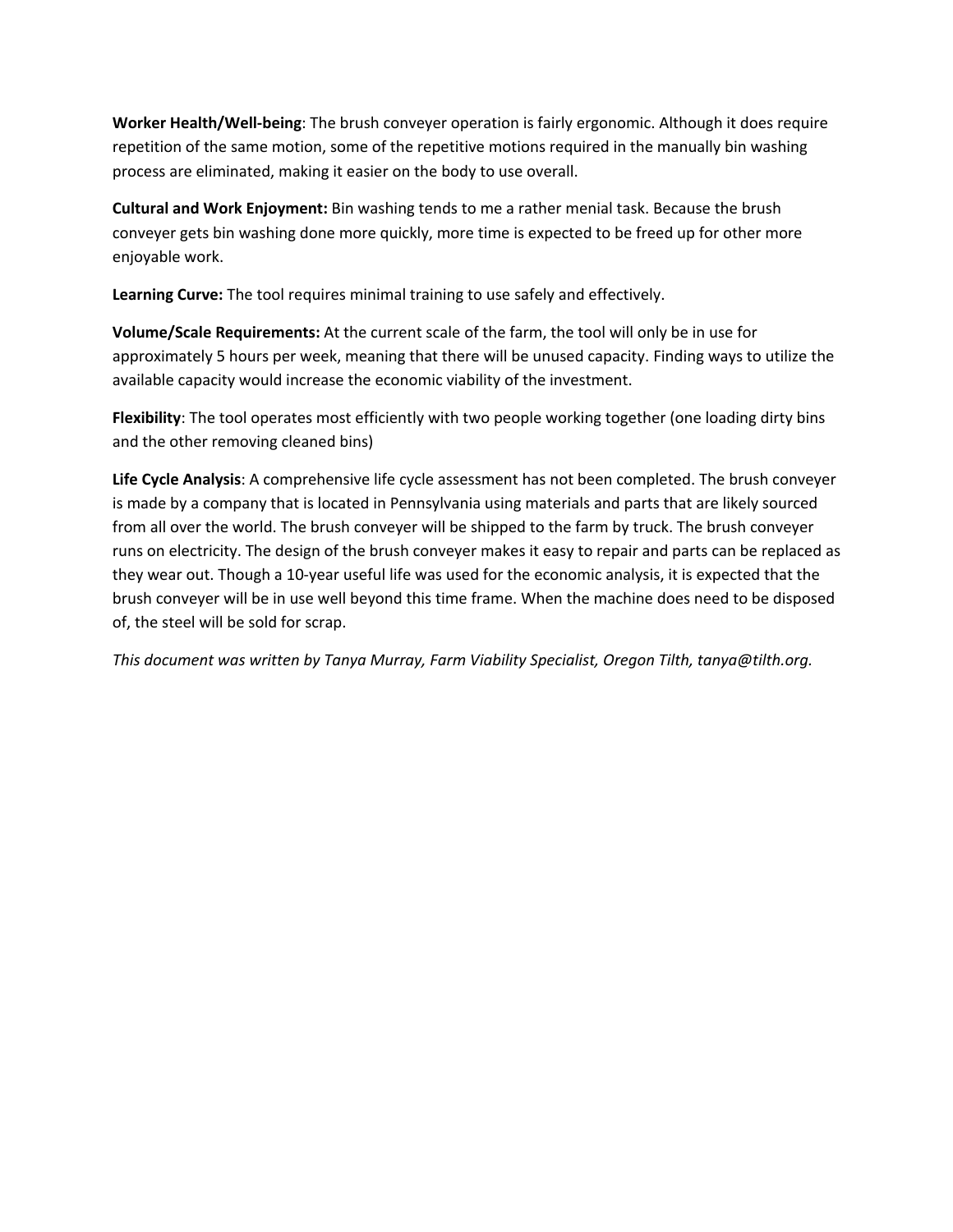**Worker Health/Well-being**: The brush conveyer operation is fairly ergonomic. Although it does require repetition of the same motion, some of the repetitive motions required in the manually bin washing process are eliminated, making it easier on the body to use overall.

**Cultural and Work Enjoyment:** Bin washing tends to me a rather menial task. Because the brush conveyer gets bin washing done more quickly, more time is expected to be freed up for other more enjoyable work.

**Learning Curve:** The tool requires minimal training to use safely and effectively.

**Volume/Scale Requirements:** At the current scale of the farm, the tool will only be in use for approximately 5 hours per week, meaning that there will be unused capacity. Finding ways to utilize the available capacity would increase the economic viability of the investment.

**Flexibility**: The tool operates most efficiently with two people working together (one loading dirty bins and the other removing cleaned bins)

**Life Cycle Analysis**: A comprehensive life cycle assessment has not been completed. The brush conveyer is made by a company that is located in Pennsylvania using materials and parts that are likely sourced from all over the world. The brush conveyer will be shipped to the farm by truck. The brush conveyer runs on electricity. The design of the brush conveyer makes it easy to repair and parts can be replaced as they wear out. Though a 10-year useful life was used for the economic analysis, it is expected that the brush conveyer will be in use well beyond this time frame. When the machine does need to be disposed of, the steel will be sold for scrap.

*This document was written by Tanya Murray, Farm Viability Specialist, Oregon Tilth, tanya@tilth.org.*